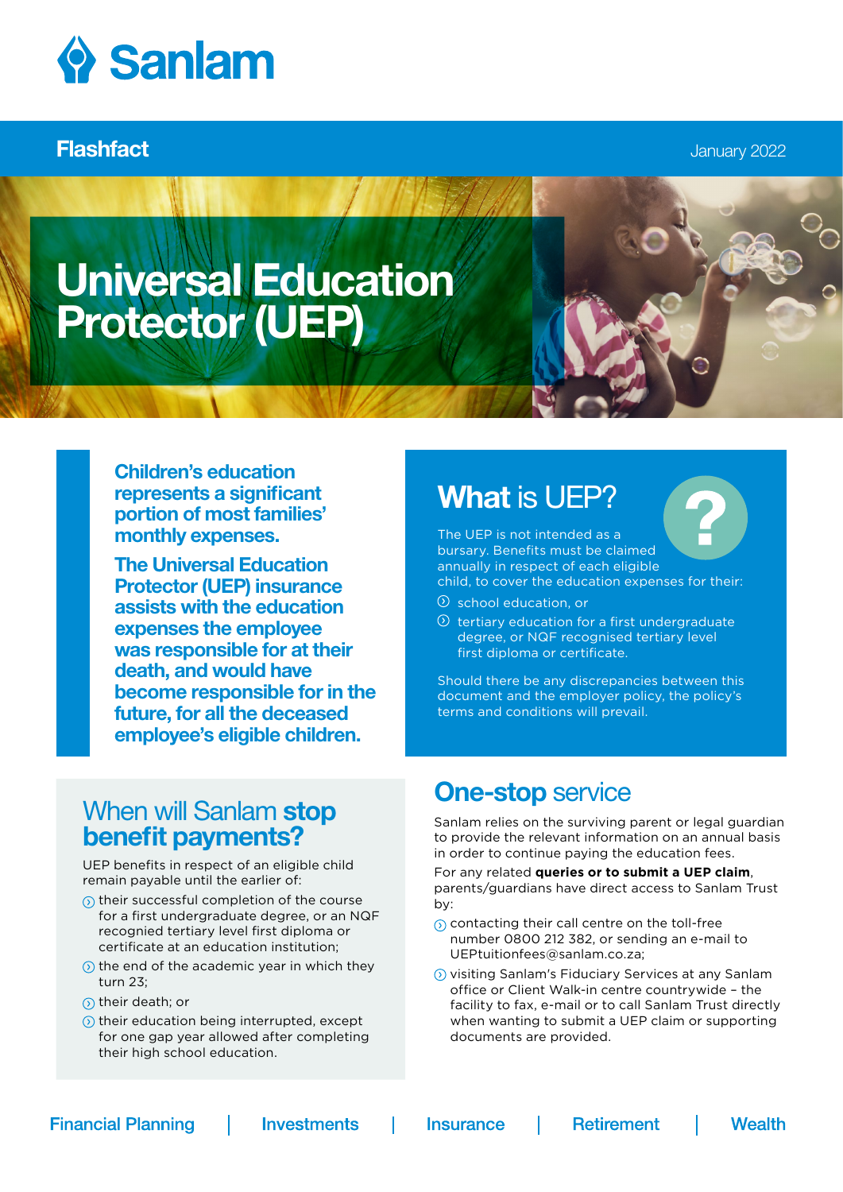# Sanlam

**Flashfact**

January 2022

# Universal Education Protector (UEP)

**Children's education represents a significant portion of most families' monthly expenses.**

**The Universal Education Protector (UEP) insurance assists with the education expenses the employee was responsible for at their death, and would have become responsible for in the future, for all the deceased employee's eligible children.**

## What is UEP?

The UEP is not intended as a bursary. Benefits must be claimed annually in respect of each eligible child, to cover the education expenses for their:

- school education, or
- tertiary education for a first undergraduate degree, or NQF recognised tertiary level first diploma or certificate.

Should there be any discrepancies between this document and the employer policy, the policy's terms and conditions will prevail.

## When will Sanlam **stop benefit payments?**

UEP benefits in respect of an eligible child remain payable until the earlier of:

- their successful completion of the course for a first undergraduate degree, or an NQF recognied tertiary level first diploma or certificate at an education institution;
- the end of the academic year in which they turn 23;
- their death; or
- their education being interrupted, except for one gap year allowed after completing their high school education.

## **One-stop** service

Sanlam relies on the surviving parent or legal guardian to provide the relevant information on an annual basis in order to continue paying the education fees.

For any related **queries or to submit a UEP claim**, parents/guardians have direct access to Sanlam Trust by:

- contacting their call centre on the toll-free number 0800 212 382, or sending an e-mail to UEPtuitionfees@sanlam.co.za;
- visiting Sanlam's Fiduciary Services at any Sanlam office or Client Walk-in centre countrywide – the facility to fax, e-mail or to call Sanlam Trust directly when wanting to submit a UEP claim or supporting documents are provided.

Financial Planning | Investments | Insurance | Retirement | Wealth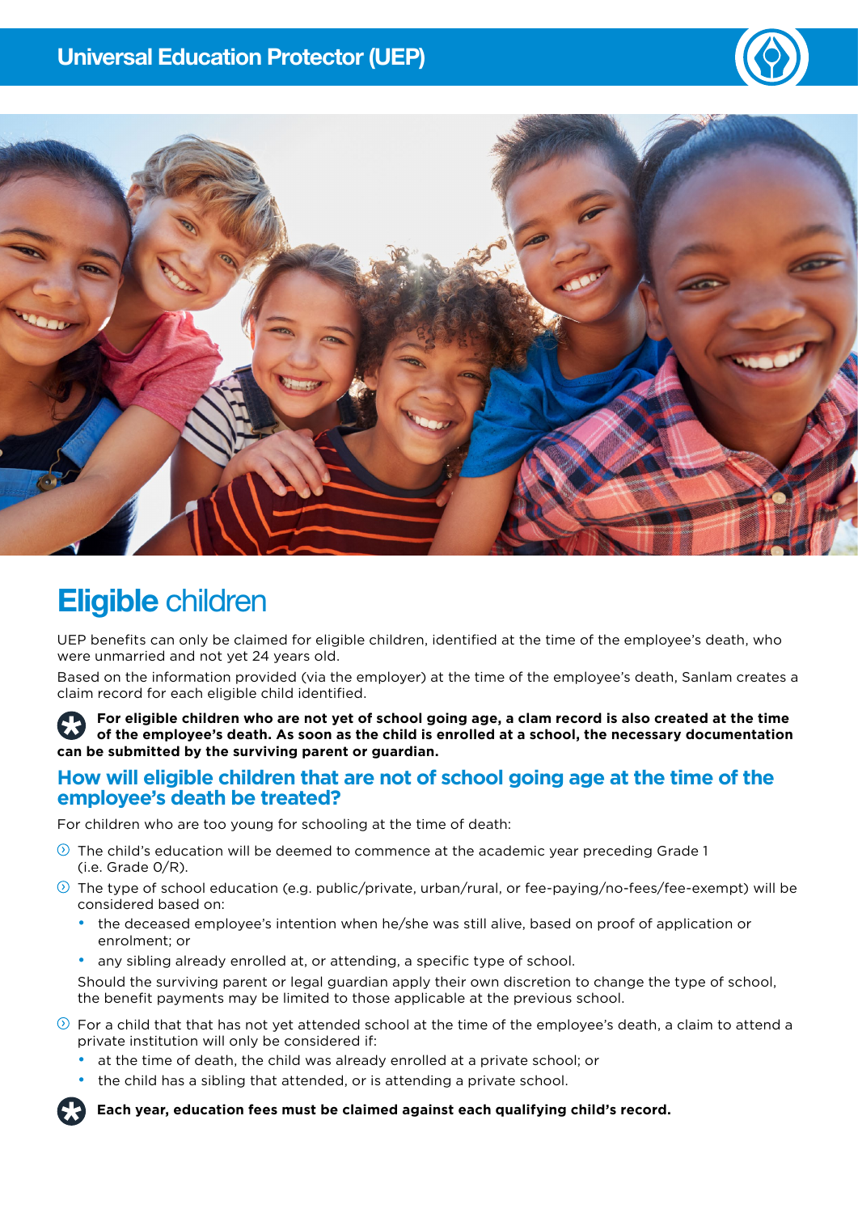# **Eligible** children

UEP benefits can only be claimed for eligible children, identified at the time of the employee's death, who were unmarried and not yet 24 years old.

Based on the information provided (via the employer) at the time of the employee's death, Sanlam creates a claim record for each eligible child identified.

**For eligible children who are not yet of school going age, a clam record is also created at the time of the employee's death. As soon as the child is enrolled at a school, the necessary documentation can be submitted by the surviving parent or guardian.**

## How will eligible children that are not of school going age at the time of the employee's death be treated?

For children who are too young for schooling at the time of death:

- The child's education will be deemed to commence at the academic year preceding Grade 1 (i.e. Grade 0/R).
- The type of school education (e.g. public/private, urban/rural, or fee-paying/no-fees/fee-exempt) will be considered based on:
  - the deceased employee's intention when he/she was still alive, based on proof of application or enrolment; or
  - any sibling already enrolled at, or attending, a specific type of school.

  Should the surviving parent or legal guardian apply their own discretion to change the type of school, the benefit payments may be limited to those applicable at the previous school.
- For a child that that has not yet attended school at the time of the employee's death, a claim to attend a private institution will only be considered if:
  - at the time of death, the child was already enrolled at a private school; or
  - the child has a sibling that attended, or is attending a private school.

**Each year, education fees must be claimed against each qualifying child's record.**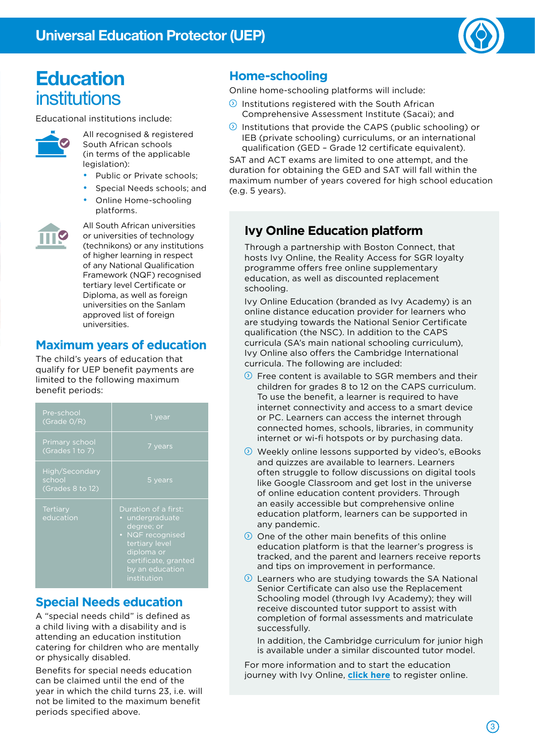# Education institutions

Educational institutions include:

All recognised & registered South African schools (in terms of the applicable legislation):

- Public or Private schools;
- Special Needs schools; and
- Online Home-schooling platforms.

All South African universities or universities of technology (technikons) or any institutions of higher learning in respect of any National Qualification Framework (NQF) recognised tertiary level Certificate or Diploma, as well as foreign universities on the Sanlam approved list of foreign universities.

## Maximum years of education

The child's years of education that qualify for UEP benefit payments are limited to the following maximum benefit periods:

| | |
|---|---|
| Pre-school (Grade 0/R) | 1 year |
| Primary school (Grades 1 to 7) | 7 years |
| High/Secondary school (Grades 8 to 12) | 5 years |
| Tertiary education | Duration of a first: • undergraduate degree; or • NQF recognised tertiary level diploma or certificate, granted by an education institution |

## Special Needs education

A "special needs child" is defined as a child living with a disability and is attending an education institution catering for children who are mentally or physically disabled.

Benefits for special needs education can be claimed until the end of the year in which the child turns 23, i.e. will not be limited to the maximum benefit periods specified above.

## Home-schooling

Online home-schooling platforms will include:

- Institutions registered with the South African Comprehensive Assessment Institute (Sacai); and
- Institutions that provide the CAPS (public schooling) or IEB (private schooling) curriculums, or an international qualification (GED – Grade 12 certificate equivalent).

SAT and ACT exams are limited to one attempt, and the duration for obtaining the GED and SAT will fall within the maximum number of years covered for high school education (e.g. 5 years).

## Ivy Online Education platform

Through a partnership with Boston Connect, that hosts Ivy Online, the Reality Access for SGR loyalty programme offers free online supplementary education, as well as discounted replacement schooling.

Ivy Online Education (branded as Ivy Academy) is an online distance education provider for learners who are studying towards the National Senior Certificate qualification (the NSC). In addition to the CAPS curricula (SA's main national schooling curriculum), Ivy Online also offers the Cambridge International curricula. The following are included:

- Free content is available to SGR members and their children for grades 8 to 12 on the CAPS curriculum. To use the benefit, a learner is required to have internet connectivity and access to a smart device or PC. Learners can access the internet through connected homes, schools, libraries, in community internet or wi-fi hotspots or by purchasing data.
- Weekly online lessons supported by video's, eBooks and quizzes are available to learners. Learners often struggle to follow discussions on digital tools like Google Classroom and get lost in the universe of online education content providers. Through an easily accessible but comprehensive online education platform, learners can be supported in any pandemic.
- One of the other main benefits of this online education platform is that the learner's progress is tracked, and the parent and learners receive reports and tips on improvement in performance.
- Learners who are studying towards the SA National Senior Certificate can also use the Replacement Schooling model (through Ivy Academy); they will receive discounted tutor support to assist with completion of formal assessments and matriculate successfully.

  In addition, the Cambridge curriculum for junior high is available under a similar discounted tutor model.

For more information and to start the education journey with Ivy Online, **click here** to register online.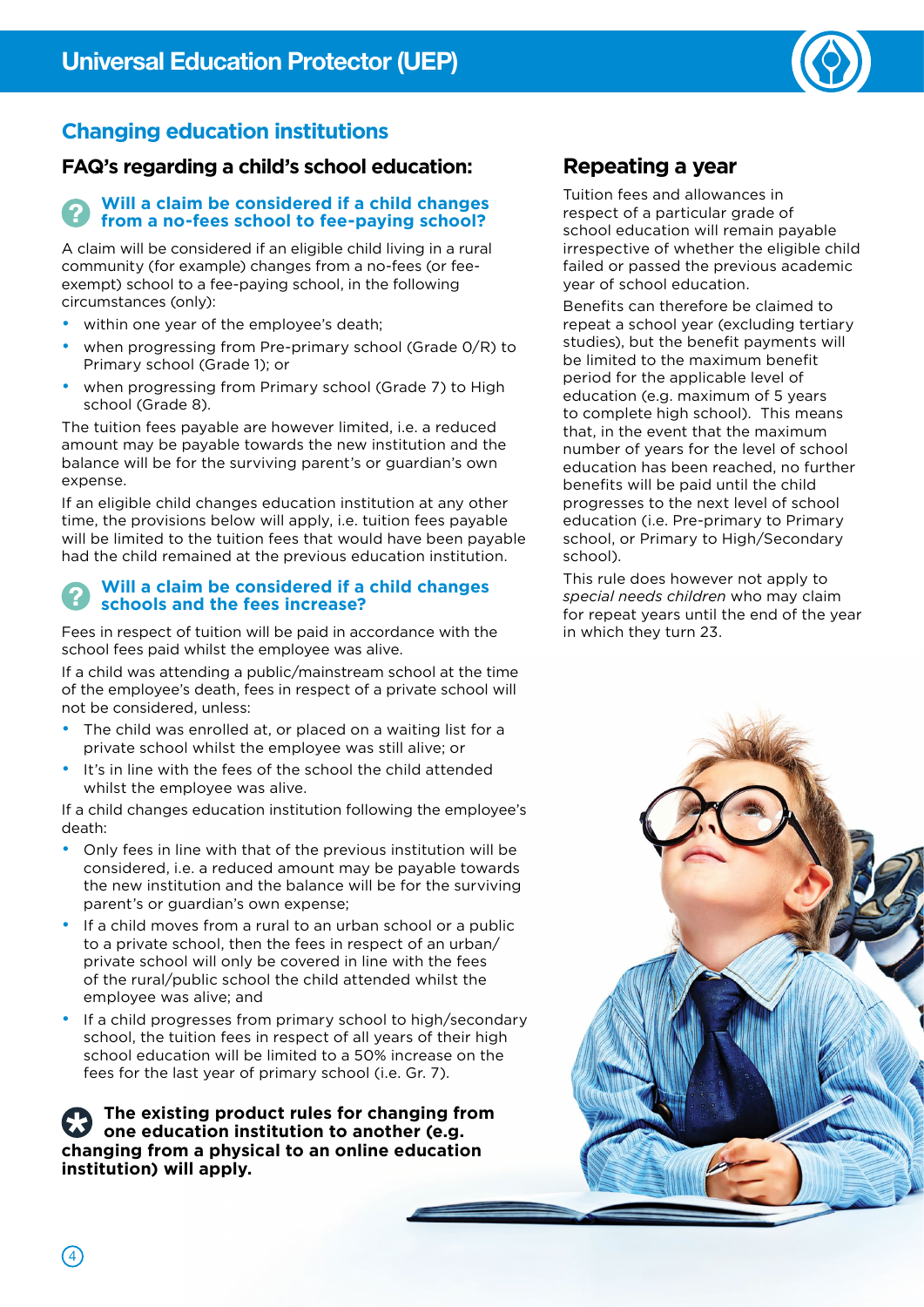## Changing education institutions

### FAQ's regarding a child's school education:

#### Will a claim be considered if a child changes from a no-fees school to fee-paying school?

A claim will be considered if an eligible child living in a rural community (for example) changes from a no-fees (or fee-exempt) school to a fee-paying school, in the following circumstances (only):

- within one year of the employee's death;
- when progressing from Pre-primary school (Grade 0/R) to Primary school (Grade 1); or
- when progressing from Primary school (Grade 7) to High school (Grade 8).

The tuition fees payable are however limited, i.e. a reduced amount may be payable towards the new institution and the balance will be for the surviving parent's or guardian's own expense.

If an eligible child changes education institution at any other time, the provisions below will apply, i.e. tuition fees payable will be limited to the tuition fees that would have been payable had the child remained at the previous education institution.

#### Will a claim be considered if a child changes schools and the fees increase?

Fees in respect of tuition will be paid in accordance with the school fees paid whilst the employee was alive.

If a child was attending a public/mainstream school at the time of the employee's death, fees in respect of a private school will not be considered, unless:

- The child was enrolled at, or placed on a waiting list for a private school whilst the employee was still alive; or
- It's in line with the fees of the school the child attended whilst the employee was alive.

If a child changes education institution following the employee's death:

- Only fees in line with that of the previous institution will be considered, i.e. a reduced amount may be payable towards the new institution and the balance will be for the surviving parent's or guardian's own expense;
- If a child moves from a rural to an urban school or a public to a private school, then the fees in respect of an urban/private school will only be covered in line with the fees of the rural/public school the child attended whilst the employee was alive; and
- If a child progresses from primary school to high/secondary school, the tuition fees in respect of all years of their high school education will be limited to a 50% increase on the fees for the last year of primary school (i.e. Gr. 7).

**The existing product rules for changing from one education institution to another (e.g. changing from a physical to an online education institution) will apply.**

### Repeating a year

Tuition fees and allowances in respect of a particular grade of school education will remain payable irrespective of whether the eligible child failed or passed the previous academic year of school education.

Benefits can therefore be claimed to repeat a school year (excluding tertiary studies), but the benefit payments will be limited to the maximum benefit period for the applicable level of education (e.g. maximum of 5 years to complete high school). This means that, in the event that the maximum number of years for the level of school education has been reached, no further benefits will be paid until the child progresses to the next level of school education (i.e. Pre-primary to Primary school, or Primary to High/Secondary school).

This rule does however not apply to *special needs children* who may claim for repeat years until the end of the year in which they turn 23.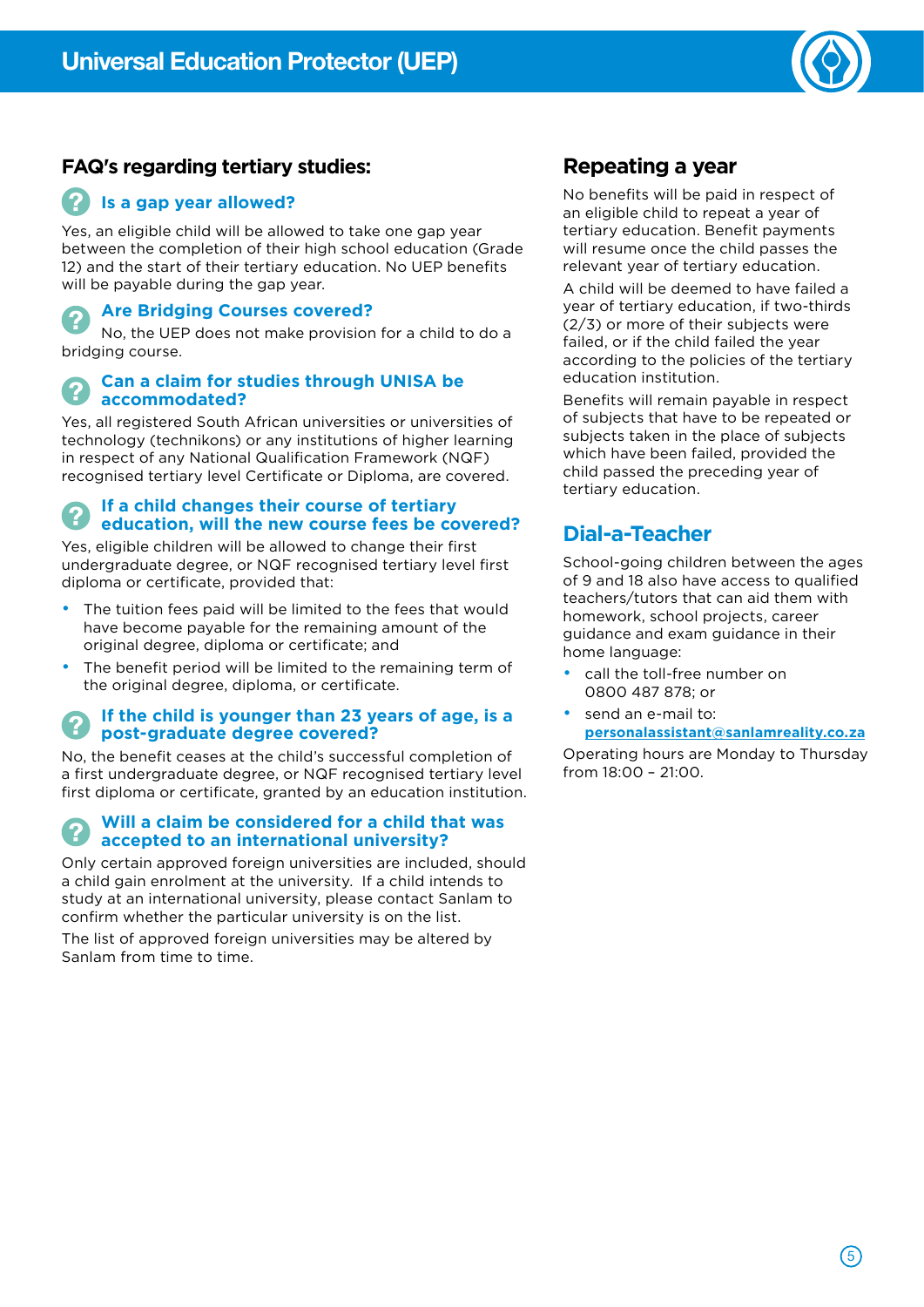## FAQ's regarding tertiary studies:

### Is a gap year allowed?

Yes, an eligible child will be allowed to take one gap year between the completion of their high school education (Grade 12) and the start of their tertiary education. No UEP benefits will be payable during the gap year.

### Are Bridging Courses covered?

No, the UEP does not make provision for a child to do a bridging course.

### Can a claim for studies through UNISA be accommodated?

Yes, all registered South African universities or universities of technology (technikons) or any institutions of higher learning in respect of any National Qualification Framework (NQF) recognised tertiary level Certificate or Diploma, are covered.

### If a child changes their course of tertiary education, will the new course fees be covered?

Yes, eligible children will be allowed to change their first undergraduate degree, or NQF recognised tertiary level first diploma or certificate, provided that:

- The tuition fees paid will be limited to the fees that would have become payable for the remaining amount of the original degree, diploma or certificate; and
- The benefit period will be limited to the remaining term of the original degree, diploma, or certificate.

### If the child is younger than 23 years of age, is a post-graduate degree covered?

No, the benefit ceases at the child's successful completion of a first undergraduate degree, or NQF recognised tertiary level first diploma or certificate, granted by an education institution.

### Will a claim be considered for a child that was accepted to an international university?

Only certain approved foreign universities are included, should a child gain enrolment at the university. If a child intends to study at an international university, please contact Sanlam to confirm whether the particular university is on the list.

The list of approved foreign universities may be altered by Sanlam from time to time.

## Repeating a year

No benefits will be paid in respect of an eligible child to repeat a year of tertiary education. Benefit payments will resume once the child passes the relevant year of tertiary education.

A child will be deemed to have failed a year of tertiary education, if two-thirds (2/3) or more of their subjects were failed, or if the child failed the year according to the policies of the tertiary education institution.

Benefits will remain payable in respect of subjects that have to be repeated or subjects taken in the place of subjects which have been failed, provided the child passed the preceding year of tertiary education.

## Dial-a-Teacher

School-going children between the ages of 9 and 18 also have access to qualified teachers/tutors that can aid them with homework, school projects, career guidance and exam guidance in their home language:

- call the toll-free number on 0800 487 878; or
- send an e-mail to: **personalassistant@sanlamreality.co.za**

Operating hours are Monday to Thursday from 18:00 – 21:00.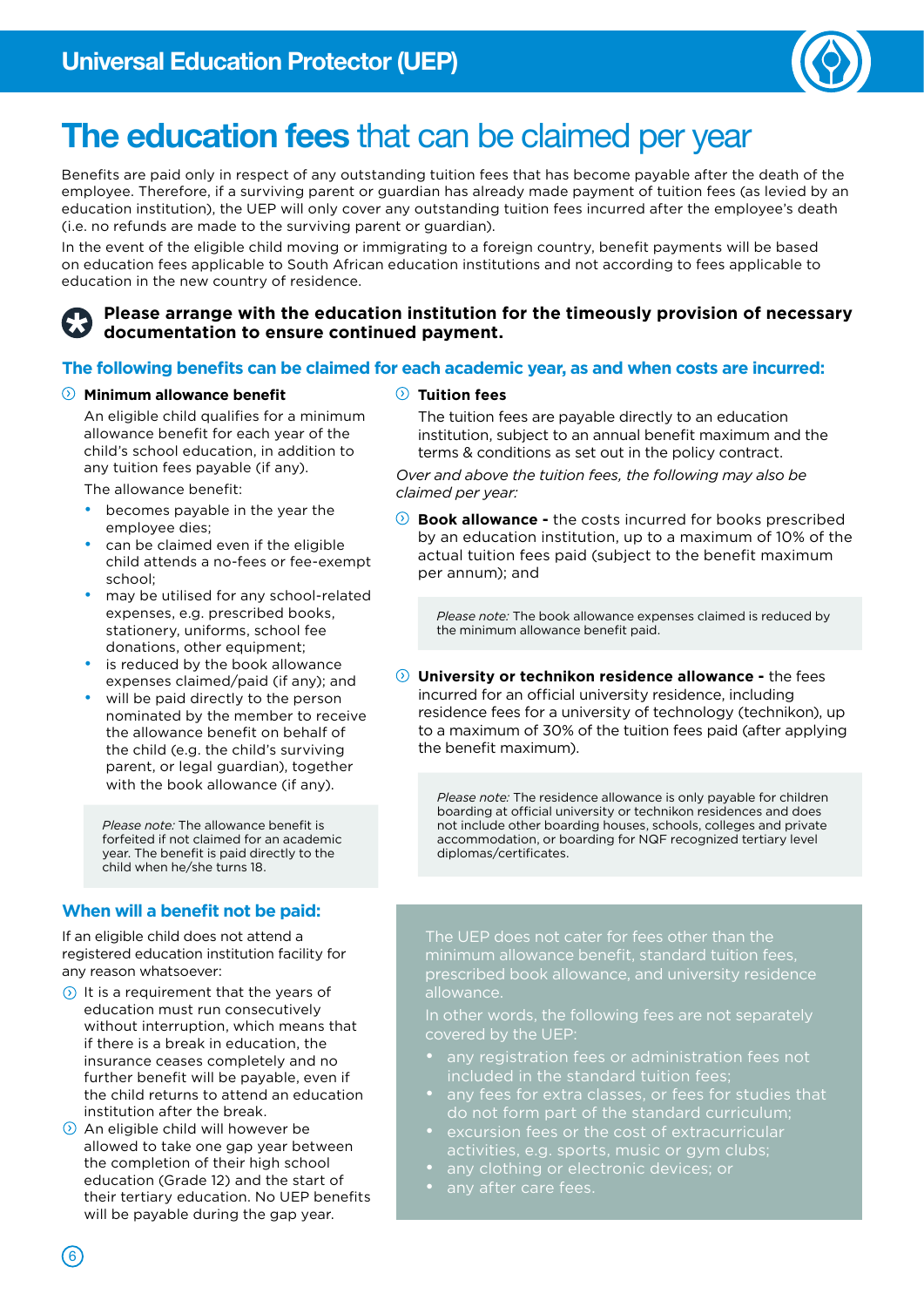# The education fees that can be claimed per year

Benefits are paid only in respect of any outstanding tuition fees that has become payable after the death of the employee. Therefore, if a surviving parent or guardian has already made payment of tuition fees (as levied by an education institution), the UEP will only cover any outstanding tuition fees incurred after the employee's death (i.e. no refunds are made to the surviving parent or guardian).

In the event of the eligible child moving or immigrating to a foreign country, benefit payments will be based on education fees applicable to South African education institutions and not according to fees applicable to education in the new country of residence.

**Please arrange with the education institution for the timeously provision of necessary documentation to ensure continued payment.**

## The following benefits can be claimed for each academic year, as and when costs are incurred:

**Minimum allowance benefit**

An eligible child qualifies for a minimum allowance benefit for each year of the child's school education, in addition to any tuition fees payable (if any).

The allowance benefit:

- becomes payable in the year the employee dies;
- can be claimed even if the eligible child attends a no-fees or fee-exempt school;
- may be utilised for any school-related expenses, e.g. prescribed books, stationery, uniforms, school fee donations, other equipment;
- is reduced by the book allowance expenses claimed/paid (if any); and
- will be paid directly to the person nominated by the member to receive the allowance benefit on behalf of the child (e.g. the child's surviving parent, or legal guardian), together with the book allowance (if any).

*Please note:* The allowance benefit is forfeited if not claimed for an academic year. The benefit is paid directly to the child when he/she turns 18.

**Tuition fees**

The tuition fees are payable directly to an education institution, subject to an annual benefit maximum and the terms & conditions as set out in the policy contract.

*Over and above the tuition fees, the following may also be claimed per year:*

**Book allowance -** the costs incurred for books prescribed by an education institution, up to a maximum of 10% of the actual tuition fees paid (subject to the benefit maximum per annum); and

*Please note:* The book allowance expenses claimed is reduced by the minimum allowance benefit paid.

**University or technikon residence allowance -** the fees incurred for an official university residence, including residence fees for a university of technology (technikon), up to a maximum of 30% of the tuition fees paid (after applying the benefit maximum).

*Please note:* The residence allowance is only payable for children boarding at official university or technikon residences and does not include other boarding houses, schools, colleges and private accommodation, or boarding for NQF recognized tertiary level diplomas/certificates.

## When will a benefit not be paid:

If an eligible child does not attend a registered education institution facility for any reason whatsoever:

- It is a requirement that the years of education must run consecutively without interruption, which means that if there is a break in education, the insurance ceases completely and no further benefit will be payable, even if the child returns to attend an education institution after the break.
- An eligible child will however be allowed to take one gap year between the completion of their high school education (Grade 12) and the start of their tertiary education. No UEP benefits will be payable during the gap year.

The UEP does not cater for fees other than the minimum allowance benefit, standard tuition fees, prescribed book allowance, and university residence allowance.

In other words, the following fees are not separately covered by the UEP:

- any registration fees or administration fees not included in the standard tuition fees;
- any fees for extra classes, or fees for studies that do not form part of the standard curriculum;
- excursion fees or the cost of extracurricular activities, e.g. sports, music or gym clubs;
- any clothing or electronic devices; or
- any after care fees.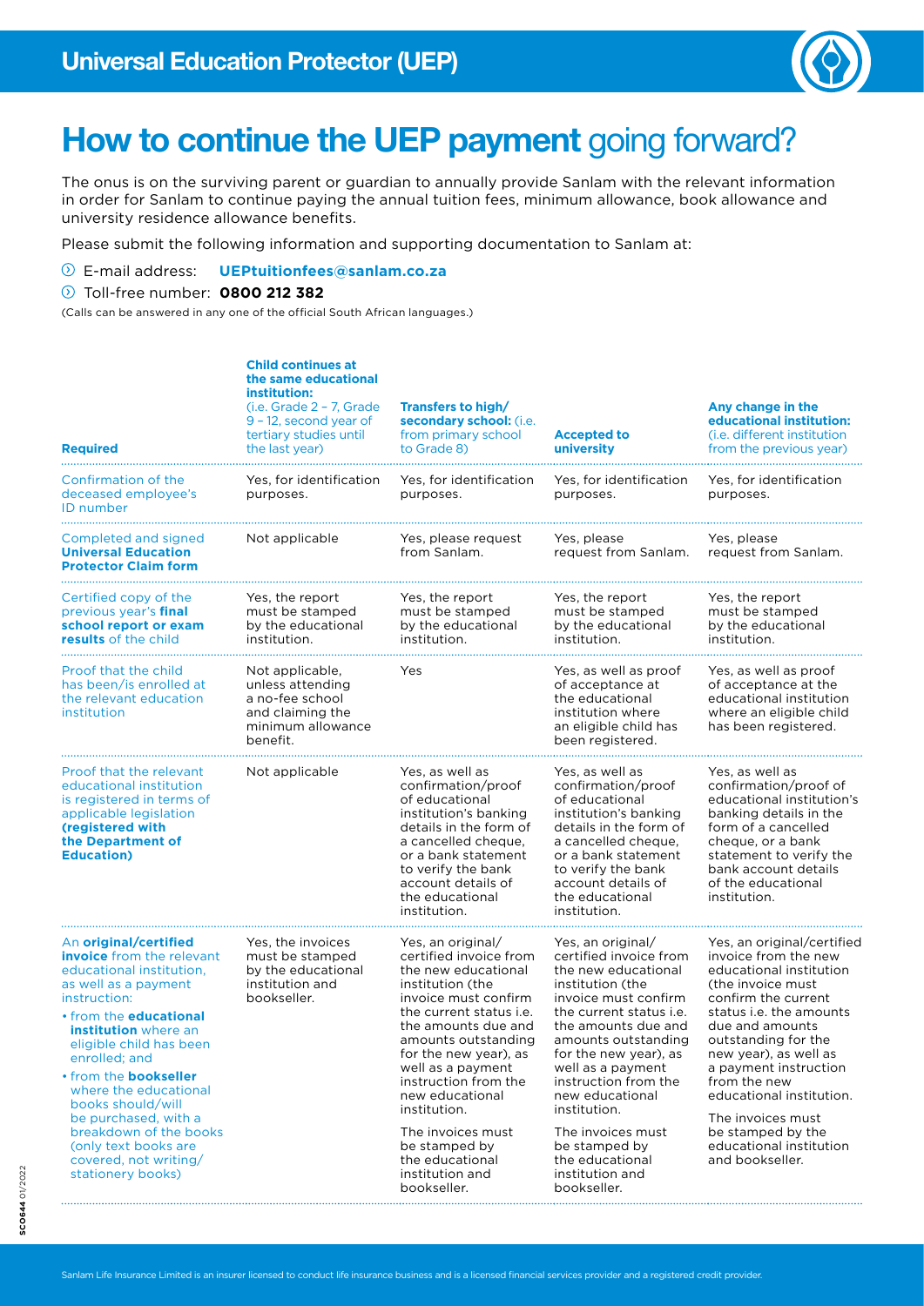# Universal Education Protector (UEP)

## **How to continue the UEP payment** going forward?

The onus is on the surviving parent or guardian to annually provide Sanlam with the relevant information in order for Sanlam to continue paying the annual tuition fees, minimum allowance, book allowance and university residence allowance benefits.

Please submit the following information and supporting documentation to Sanlam at:

- E-mail address: **UEPtuitionfees@sanlam.co.za**
- Toll-free number: **0800 212 382**

(Calls can be answered in any one of the official South African languages.)

| **Required** | **Child continues at the same educational institution:** (i.e. Grade 2 – 7, Grade 9 – 12, second year of tertiary studies until the last year) | **Transfers to high/ secondary school:** (i.e. from primary school to Grade 8) | **Accepted to university** | **Any change in the educational institution:** (i.e. different institution from the previous year) |
|---|---|---|---|---|
| Confirmation of the deceased employee's ID number | Yes, for identification purposes. | Yes, for identification purposes. | Yes, for identification purposes. | Yes, for identification purposes. |
| Completed and signed **Universal Education Protector Claim form** | Not applicable | Yes, please request from Sanlam. | Yes, please request from Sanlam. | Yes, please request from Sanlam. |
| Certified copy of the previous year's **final school report or exam results** of the child | Yes, the report must be stamped by the educational institution. | Yes, the report must be stamped by the educational institution. | Yes, the report must be stamped by the educational institution. | Yes, the report must be stamped by the educational institution. |
| Proof that the child has been/is enrolled at the relevant education institution | Not applicable, unless attending a no-fee school and claiming the minimum allowance benefit. | Yes | Yes, as well as proof of acceptance at the educational institution where an eligible child has been registered. | Yes, as well as proof of acceptance at the educational institution where an eligible child has been registered. |
| Proof that the relevant educational institution is registered in terms of applicable legislation **(registered with the Department of Education)** | Not applicable | Yes, as well as confirmation/proof of educational institution's banking details in the form of a cancelled cheque, or a bank statement to verify the bank account details of the educational institution. | Yes, as well as confirmation/proof of educational institution's banking details in the form of a cancelled cheque, or a bank statement to verify the bank account details of the educational institution. | Yes, as well as confirmation/proof of educational institution's banking details in the form of a cancelled cheque, or a bank statement to verify the bank account details of the educational institution. |
| An **original/certified invoice** from the relevant educational institution, as well as a payment instruction:<br>• from the **educational institution** where an eligible child has been enrolled; and<br>• from the **bookseller** where the educational books should/will be purchased, with a breakdown of the books (only text books are covered, not writing/ stationery books) | Yes, the invoices must be stamped by the educational institution and bookseller. | Yes, an original/ certified invoice from the new educational institution (the invoice must confirm the current status i.e. the amounts due and amounts outstanding for the new year), as well as a payment instruction from the new educational institution.<br><br>The invoices must be stamped by the educational institution and bookseller. | Yes, an original/ certified invoice from the new educational institution (the invoice must confirm the current status i.e. the amounts due and amounts outstanding for the new year), as well as a payment instruction from the new educational institution.<br><br>The invoices must be stamped by the educational institution and bookseller. | Yes, an original/certified invoice from the new educational institution (the invoice must confirm the current status i.e. the amounts due and amounts outstanding for the new year), as well as a payment instruction from the new educational institution.<br><br>The invoices must be stamped by the educational institution and bookseller. |

SC0644 01/2022

Sanlam Life Insurance Limited is an insurer licensed to conduct life insurance business and is a licensed financial services provider and a registered credit provider.